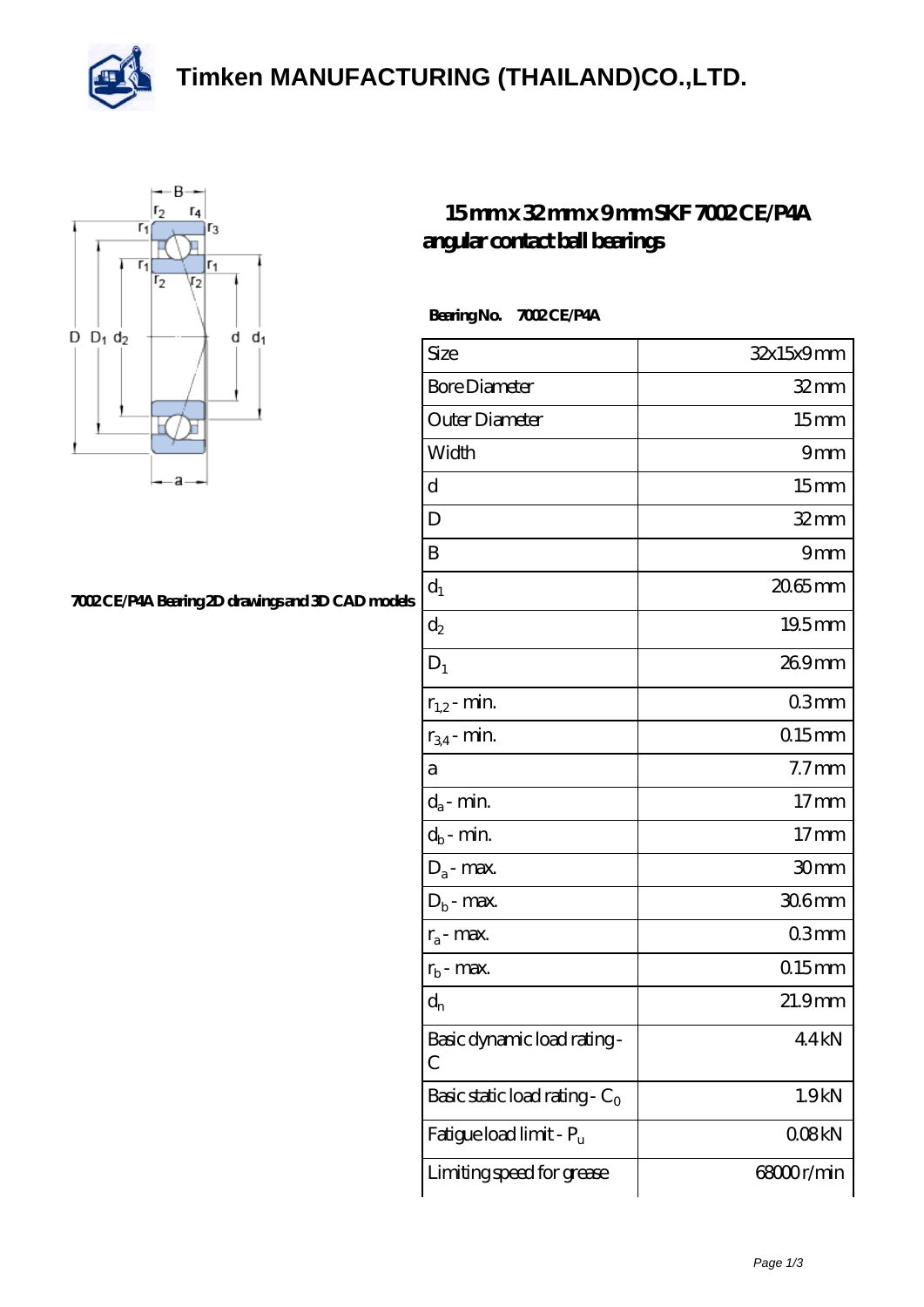# Timken MANUFACTURING (THAILAND)CO.,LTD.

## 15 mm x 32 mm x 9 mm SKF 7002 CE/P4A angular contact ball bearings

7002 CE/P4A Bearing 2D drawings and 3D CAD models

**Bearing No.** 7002 CE/P4A

| | |
|---|---|
| Size | 32x15x9 mm |
| Bore Diameter | 32 mm |
| Outer Diameter | 15 mm |
| Width | 9 mm |
| d | 15 mm |
| D | 32 mm |
| B | 9 mm |
| $d_1$ | 20.65 mm |
| $d_2$ | 19.5 mm |
| $D_1$ | 26.9 mm |
| $r_{1,2}$ - min. | 0.3 mm |
| $r_{3,4}$ - min. | 0.15 mm |
| a | 7.7 mm |
| $d_a$ - min. | 17 mm |
| $d_b$ - min. | 17 mm |
| $D_a$ - max. | 30 mm |
| $D_b$ - max. | 30.6 mm |
| $r_a$ - max. | 0.3 mm |
| $r_b$ - max. | 0.15 mm |
| $d_n$ | 21.9 mm |
| Basic dynamic load rating - C | 4.4 kN |
| Basic static load rating - $C_0$ | 1.9 kN |
| Fatigue load limit - $P_u$ | 0.08 kN |
| Limiting speed for grease | 68000 r/min |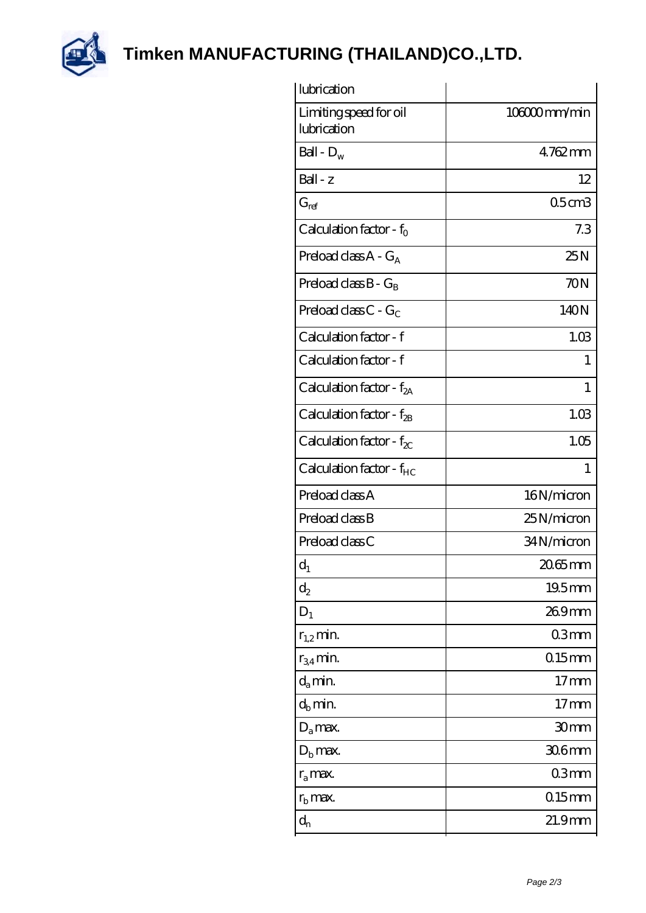| lubrication | |
| --- | --- |
| Limiting speed for oil lubrication | 106000 mm/min |
| Ball - $D_w$ | 4.762 mm |
| Ball - z | 12 |
| $G_{ref}$ | 0.5 cm3 |
| Calculation factor - $f_0$ | 7.3 |
| Preload class A - $G_A$ | 25 N |
| Preload class B - $G_B$ | 70 N |
| Preload class C - $G_C$ | 140 N |
| Calculation factor - f | 1.03 |
| Calculation factor - f | 1 |
| Calculation factor - $f_{2A}$ | 1 |
| Calculation factor - $f_{2B}$ | 1.03 |
| Calculation factor - $f_{2C}$ | 1.05 |
| Calculation factor - $f_{HC}$ | 1 |
| Preload class A | 16 N/micron |
| Preload class B | 25 N/micron |
| Preload class C | 34 N/micron |
| $d_1$ | 20.65 mm |
| $d_2$ | 19.5 mm |
| $D_1$ | 26.9 mm |
| $r_{1,2}$ min. | 0.3 mm |
| $r_{3,4}$ min. | 0.15 mm |
| $d_a$ min. | 17 mm |
| $d_b$ min. | 17 mm |
| $D_a$ max. | 30 mm |
| $D_b$ max. | 30.6 mm |
| $r_a$ max. | 0.3 mm |
| $r_b$ max. | 0.15 mm |
| $d_n$ | 21.9 mm |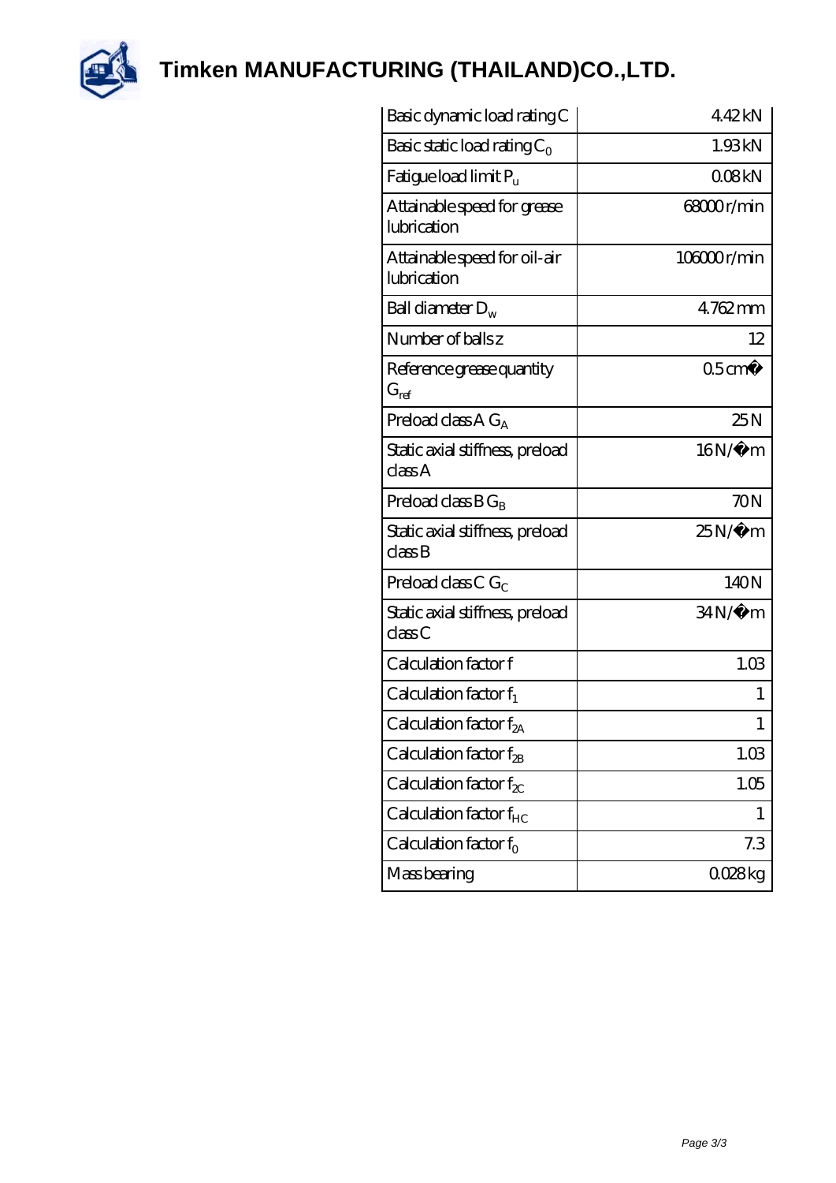# Timken MANUFACTURING (THAILAND)CO.,LTD.

| | |
|---|---|
| Basic dynamic load rating C | 4.42 kN |
| Basic static load rating $C_0$ | 1.93 kN |
| Fatigue load limit $P_u$ | 0.08 kN |
| Attainable speed for grease lubrication | 68000 r/min |
| Attainable speed for oil-air lubrication | 106000 r/min |
| Ball diameter $D_w$ | 4.762 mm |
| Number of balls z | 12 |
| Reference grease quantity $G_{ref}$ | 0.5 cm� |
| Preload class A $G_A$ | 25 N |
| Static axial stiffness, preload class A | 16 N/�m |
| Preload class B $G_B$ | 70 N |
| Static axial stiffness, preload class B | 25 N/�m |
| Preload class C $G_C$ | 140 N |
| Static axial stiffness, preload class C | 34 N/�m |
| Calculation factor f | 1.03 |
| Calculation factor $f_1$ | 1 |
| Calculation factor $f_{2A}$ | 1 |
| Calculation factor $f_{2B}$ | 1.03 |
| Calculation factor $f_{2C}$ | 1.05 |
| Calculation factor $f_{HC}$ | 1 |
| Calculation factor $f_0$ | 7.3 |
| Mass bearing | 0.028 kg |